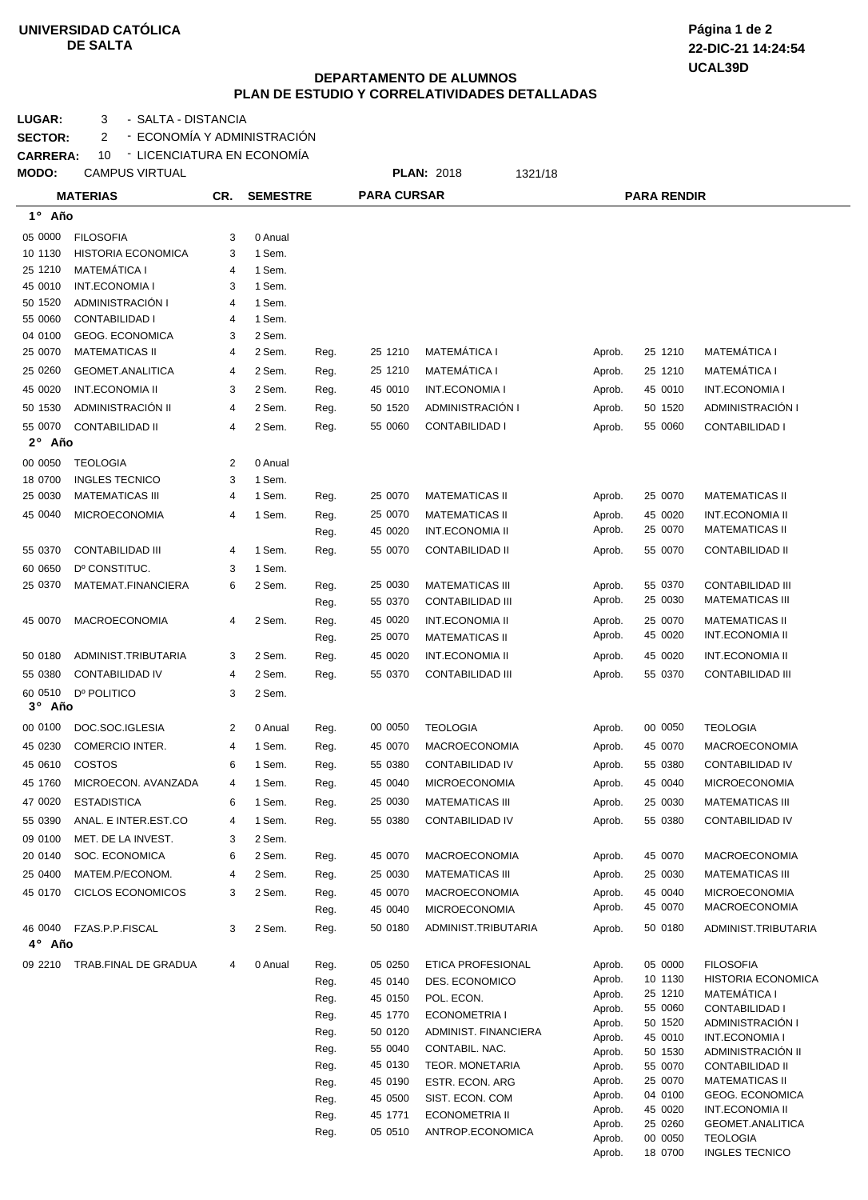**UNIVERSIDAD CATÓLICA DE SALTA**

22-DIC-21 14:24:54
UCAL39D

## DEPARTAMENTO DE ALUMNOS
## PLAN DE ESTUDIO Y CORRELATIVIDADES DETALLADAS

**LUGAR:** 3 - SALTA - DISTANCIA
**SECTOR:** 2 - ECONOMÍA Y ADMINISTRACIÓN
**CARRERA:** 10 - LICENCIATURA EN ECONOMÍA
**MODO:** CAMPUS VIRTUAL **PLAN:** 2018 1321/18

| MATERIAS | | CR. | SEMESTRE | PARA CURSAR | | | PARA RENDIR | | |
|---|---|---|---|---|---|---|---|---|---|
| **1° Año** | | | | | | | | | |
| 05 0000 | FILOSOFIA | 3 | 0 Anual | | | | | | |
| 10 1130 | HISTORIA ECONOMICA | 3 | 1 Sem. | | | | | | |
| 25 1210 | MATEMÁTICA I | 4 | 1 Sem. | | | | | | |
| 45 0010 | INT.ECONOMIA I | 3 | 1 Sem. | | | | | | |
| 50 1520 | ADMINISTRACIÓN I | 4 | 1 Sem. | | | | | | |
| 55 0060 | CONTABILIDAD I | 4 | 1 Sem. | | | | | | |
| 04 0100 | GEOG. ECONOMICA | 3 | 2 Sem. | | | | | | |
| 25 0070 | MATEMATICAS II | 4 | 2 Sem. | Reg. | 25 1210 | MATEMÁTICA I | Aprob. | 25 1210 | MATEMÁTICA I |
| 25 0260 | GEOMET.ANALITICA | 4 | 2 Sem. | Reg. | 25 1210 | MATEMÁTICA I | Aprob. | 25 1210 | MATEMÁTICA I |
| 45 0020 | INT.ECONOMIA II | 3 | 2 Sem. | Reg. | 45 0010 | INT.ECONOMIA I | Aprob. | 45 0010 | INT.ECONOMIA I |
| 50 1530 | ADMINISTRACIÓN II | 4 | 2 Sem. | Reg. | 50 1520 | ADMINISTRACIÓN I | Aprob. | 50 1520 | ADMINISTRACIÓN I |
| 55 0070 | CONTABILIDAD II | 4 | 2 Sem. | Reg. | 55 0060 | CONTABILIDAD I | Aprob. | 55 0060 | CONTABILIDAD I |
| **2° Año** | | | | | | | | | |
| 00 0050 | TEOLOGIA | 2 | 0 Anual | | | | | | |
| 18 0700 | INGLES TECNICO | 3 | 1 Sem. | | | | | | |
| 25 0030 | MATEMATICAS III | 4 | 1 Sem. | Reg. | 25 0070 | MATEMATICAS II | Aprob. | 25 0070 | MATEMATICAS II |
| 45 0040 | MICROECONOMIA | 4 | 1 Sem. | Reg. | 25 0070 | MATEMATICAS II | Aprob. | 45 0020 | INT.ECONOMIA II |
| | | | | Reg. | 45 0020 | INT.ECONOMIA II | Aprob. | 25 0070 | MATEMATICAS II |
| 55 0370 | CONTABILIDAD III | 4 | 1 Sem. | Reg. | 55 0070 | CONTABILIDAD II | Aprob. | 55 0070 | CONTABILIDAD II |
| 60 0650 | Dº CONSTITUC. | 3 | 1 Sem. | | | | | | |
| 25 0370 | MATEMAT.FINANCIERA | 6 | 2 Sem. | Reg. | 25 0030 | MATEMATICAS III | Aprob. | 55 0370 | CONTABILIDAD III |
| | | | | Reg. | 55 0370 | CONTABILIDAD III | Aprob. | 25 0030 | MATEMATICAS III |
| 45 0070 | MACROECONOMIA | 4 | 2 Sem. | Reg. | 45 0020 | INT.ECONOMIA II | Aprob. | 25 0070 | MATEMATICAS II |
| | | | | Reg. | 25 0070 | MATEMATICAS II | Aprob. | 45 0020 | INT.ECONOMIA II |
| 50 0180 | ADMINIST.TRIBUTARIA | 3 | 2 Sem. | Reg. | 45 0020 | INT.ECONOMIA II | Aprob. | 45 0020 | INT.ECONOMIA II |
| 55 0380 | CONTABILIDAD IV | 4 | 2 Sem. | Reg. | 55 0370 | CONTABILIDAD III | Aprob. | 55 0370 | CONTABILIDAD III |
| 60 0510 | Dº POLITICO | 3 | 2 Sem. | | | | | | |
| **3° Año** | | | | | | | | | |
| 00 0100 | DOC.SOC.IGLESIA | 2 | 0 Anual | Reg. | 00 0050 | TEOLOGIA | Aprob. | 00 0050 | TEOLOGIA |
| 45 0230 | COMERCIO INTER. | 4 | 1 Sem. | Reg. | 45 0070 | MACROECONOMIA | Aprob. | 45 0070 | MACROECONOMIA |
| 45 0610 | COSTOS | 6 | 1 Sem. | Reg. | 55 0380 | CONTABILIDAD IV | Aprob. | 55 0380 | CONTABILIDAD IV |
| 45 1760 | MICROECON. AVANZADA | 4 | 1 Sem. | Reg. | 45 0040 | MICROECONOMIA | Aprob. | 45 0040 | MICROECONOMIA |
| 47 0020 | ESTADISTICA | 6 | 1 Sem. | Reg. | 25 0030 | MATEMATICAS III | Aprob. | 25 0030 | MATEMATICAS III |
| 55 0390 | ANAL. E INTER.EST.CO | 4 | 1 Sem. | Reg. | 55 0380 | CONTABILIDAD IV | Aprob. | 55 0380 | CONTABILIDAD IV |
| 09 0100 | MET. DE LA INVEST. | 3 | 2 Sem. | | | | | | |
| 20 0140 | SOC. ECONOMICA | 6 | 2 Sem. | Reg. | 45 0070 | MACROECONOMIA | Aprob. | 45 0070 | MACROECONOMIA |
| 25 0400 | MATEM.P/ECONOM. | 4 | 2 Sem. | Reg. | 25 0030 | MATEMATICAS III | Aprob. | 25 0030 | MATEMATICAS III |
| 45 0170 | CICLOS ECONOMICOS | 3 | 2 Sem. | Reg. | 45 0070 | MACROECONOMIA | Aprob. | 45 0040 | MICROECONOMIA |
| | | | | Reg. | 45 0040 | MICROECONOMIA | Aprob. | 45 0070 | MACROECONOMIA |
| 46 0040 | FZAS.P.P.FISCAL | 3 | 2 Sem. | Reg. | 50 0180 | ADMINIST.TRIBUTARIA | Aprob. | 50 0180 | ADMINIST.TRIBUTARIA |
| **4° Año** | | | | | | | | | |
| 09 2210 | TRAB.FINAL DE GRADUA | 4 | 0 Anual | Reg. | 05 0250 | ETICA PROFESIONAL | Aprob. | 05 0000 | FILOSOFIA |
| | | | | Reg. | 45 0140 | DES. ECONOMICO | Aprob. | 10 1130 | HISTORIA ECONOMICA |
| | | | | Reg. | 45 0150 | POL. ECON. | Aprob. | 25 1210 | MATEMÁTICA I |
| | | | | Reg. | 45 1770 | ECONOMETRIA I | Aprob. | 55 0060 | CONTABILIDAD I |
| | | | | Reg. | 50 0120 | ADMINIST. FINANCIERA | Aprob. | 50 1520 | ADMINISTRACIÓN I |
| | | | | Reg. | 55 0040 | CONTABIL. NAC. | Aprob. | 45 0010 | INT.ECONOMIA I |
| | | | | Reg. | 45 0130 | TEOR. MONETARIA | Aprob. | 50 1530 | ADMINISTRACIÓN II |
| | | | | Reg. | 45 0190 | ESTR. ECON. ARG | Aprob. | 55 0070 | CONTABILIDAD II |
| | | | | Reg. | 45 0500 | SIST. ECON. COM | Aprob. | 25 0070 | MATEMATICAS II |
| | | | | Reg. | 45 1771 | ECONOMETRIA II | Aprob. | 04 0100 | GEOG. ECONOMICA |
| | | | | Reg. | 05 0510 | ANTROP.ECONOMICA | Aprob. | 45 0020 | INT.ECONOMIA II |
| | | | | | | | Aprob. | 25 0260 | GEOMET.ANALITICA |
| | | | | | | | Aprob. | 00 0050 | TEOLOGIA |
| | | | | | | | Aprob. | 18 0700 | INGLES TECNICO |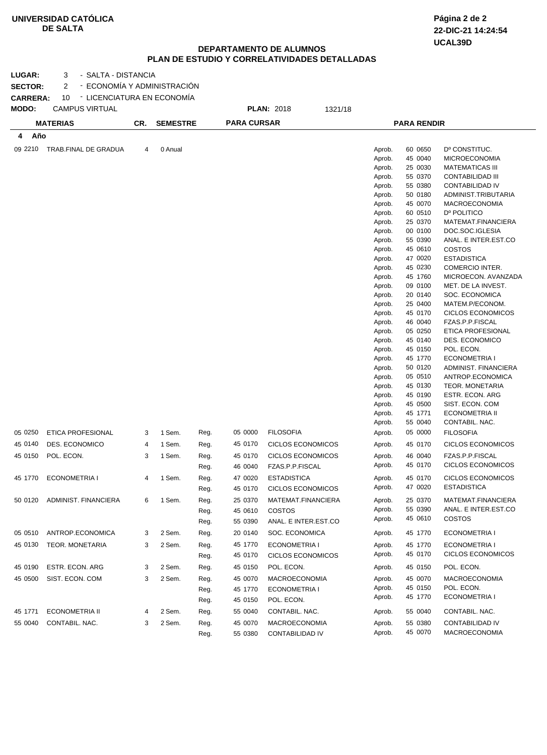**UNIVERSIDAD CATÓLICA DE SALTA**

**22-DIC-21 14:24:54**
**UCAL39D**

## DEPARTAMENTO DE ALUMNOS
## PLAN DE ESTUDIO Y CORRELATIVIDADES DETALLADAS

**LUGAR:** 3 - SALTA - DISTANCIA
**SECTOR:** 2 - ECONOMÍA Y ADMINISTRACIÓN
**CARRERA:** 10 - LICENCIATURA EN ECONOMÍA
**MODO:** CAMPUS VIRTUAL **PLAN:** 2018 1321/18

| MATERIAS | | CR. | SEMESTRE | PARA CURSAR | | | PARA RENDIR | | |
|---|---|---|---|---|---|---|---|---|---|
| **4 Año** | | | | | | | | | |
| 09 2210 | TRAB.FINAL DE GRADUA | 4 | 0 Anual | | | | Aprob. | 60 0650 | Dº CONSTITUC. |
| | | | | | | | Aprob. | 45 0040 | MICROECONOMIA |
| | | | | | | | Aprob. | 25 0030 | MATEMATICAS III |
| | | | | | | | Aprob. | 55 0370 | CONTABILIDAD III |
| | | | | | | | Aprob. | 55 0380 | CONTABILIDAD IV |
| | | | | | | | Aprob. | 50 0180 | ADMINIST.TRIBUTARIA |
| | | | | | | | Aprob. | 45 0070 | MACROECONOMIA |
| | | | | | | | Aprob. | 60 0510 | Dº POLITICO |
| | | | | | | | Aprob. | 25 0370 | MATEMAT.FINANCIERA |
| | | | | | | | Aprob. | 00 0100 | DOC.SOC.IGLESIA |
| | | | | | | | Aprob. | 55 0390 | ANAL. E INTER.EST.CO |
| | | | | | | | Aprob. | 45 0610 | COSTOS |
| | | | | | | | Aprob. | 47 0020 | ESTADISTICA |
| | | | | | | | Aprob. | 45 0230 | COMERCIO INTER. |
| | | | | | | | Aprob. | 45 1760 | MICROECON. AVANZADA |
| | | | | | | | Aprob. | 09 0100 | MET. DE LA INVEST. |
| | | | | | | | Aprob. | 20 0140 | SOC. ECONOMICA |
| | | | | | | | Aprob. | 25 0400 | MATEM.P/ECONOM. |
| | | | | | | | Aprob. | 45 0170 | CICLOS ECONOMICOS |
| | | | | | | | Aprob. | 46 0040 | FZAS.P.P.FISCAL |
| | | | | | | | Aprob. | 05 0250 | ETICA PROFESIONAL |
| | | | | | | | Aprob. | 45 0140 | DES. ECONOMICO |
| | | | | | | | Aprob. | 45 0150 | POL. ECON. |
| | | | | | | | Aprob. | 45 1770 | ECONOMETRIA I |
| | | | | | | | Aprob. | 50 0120 | ADMINIST. FINANCIERA |
| | | | | | | | Aprob. | 05 0510 | ANTROP.ECONOMICA |
| | | | | | | | Aprob. | 45 0130 | TEOR. MONETARIA |
| | | | | | | | Aprob. | 45 0190 | ESTR. ECON. ARG |
| | | | | | | | Aprob. | 45 0500 | SIST. ECON. COM |
| | | | | | | | Aprob. | 45 1771 | ECONOMETRIA II |
| | | | | | | | Aprob. | 55 0040 | CONTABIL. NAC. |
| 05 0250 | ETICA PROFESIONAL | 3 | 1 Sem. | Reg. | 05 0000 | FILOSOFIA | Aprob. | 05 0000 | FILOSOFIA |
| 45 0140 | DES. ECONOMICO | 4 | 1 Sem. | Reg. | 45 0170 | CICLOS ECONOMICOS | Aprob. | 45 0170 | CICLOS ECONOMICOS |
| 45 0150 | POL. ECON. | 3 | 1 Sem. | Reg. | 45 0170 | CICLOS ECONOMICOS | Aprob. | 46 0040 | FZAS.P.P.FISCAL |
| | | | | Reg. | 46 0040 | FZAS.P.P.FISCAL | Aprob. | 45 0170 | CICLOS ECONOMICOS |
| 45 1770 | ECONOMETRIA I | 4 | 1 Sem. | Reg. | 47 0020 | ESTADISTICA | Aprob. | 45 0170 | CICLOS ECONOMICOS |
| | | | | Reg. | 45 0170 | CICLOS ECONOMICOS | Aprob. | 47 0020 | ESTADISTICA |
| 50 0120 | ADMINIST. FINANCIERA | 6 | 1 Sem. | Reg. | 25 0370 | MATEMAT.FINANCIERA | Aprob. | 25 0370 | MATEMAT.FINANCIERA |
| | | | | Reg. | 45 0610 | COSTOS | Aprob. | 55 0390 | ANAL. E INTER.EST.CO |
| | | | | Reg. | 55 0390 | ANAL. E INTER.EST.CO | Aprob. | 45 0610 | COSTOS |
| 05 0510 | ANTROP.ECONOMICA | 3 | 2 Sem. | Reg. | 20 0140 | SOC. ECONOMICA | Aprob. | 45 1770 | ECONOMETRIA I |
| 45 0130 | TEOR. MONETARIA | 3 | 2 Sem. | Reg. | 45 1770 | ECONOMETRIA I | Aprob. | 45 1770 | ECONOMETRIA I |
| | | | | Reg. | 45 0170 | CICLOS ECONOMICOS | Aprob. | 45 0170 | CICLOS ECONOMICOS |
| 45 0190 | ESTR. ECON. ARG | 3 | 2 Sem. | Reg. | 45 0150 | POL. ECON. | Aprob. | 45 0150 | POL. ECON. |
| 45 0500 | SIST. ECON. COM | 3 | 2 Sem. | Reg. | 45 0070 | MACROECONOMIA | Aprob. | 45 0070 | MACROECONOMIA |
| | | | | Reg. | 45 1770 | ECONOMETRIA I | Aprob. | 45 0150 | POL. ECON. |
| | | | | Reg. | 45 0150 | POL. ECON. | Aprob. | 45 1770 | ECONOMETRIA I |
| 45 1771 | ECONOMETRIA II | 4 | 2 Sem. | Reg. | 55 0040 | CONTABIL. NAC. | Aprob. | 55 0040 | CONTABIL. NAC. |
| 55 0040 | CONTABIL. NAC. | 3 | 2 Sem. | Reg. | 45 0070 | MACROECONOMIA | Aprob. | 55 0380 | CONTABILIDAD IV |
| | | | | Reg. | 55 0380 | CONTABILIDAD IV | Aprob. | 45 0070 | MACROECONOMIA |